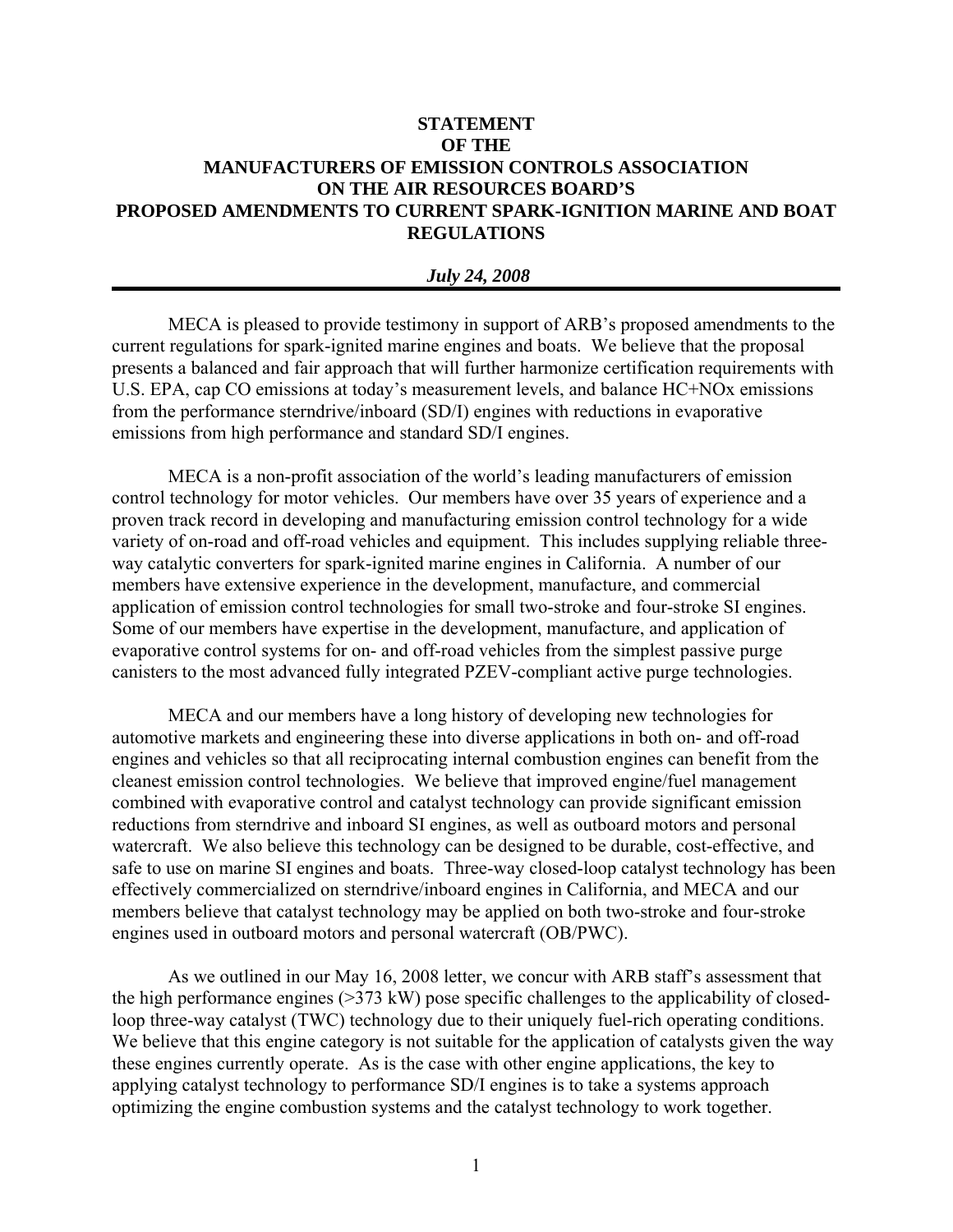# STATEMENT OF THE MANUFACTURERS OF EMISSION CONTROLS ASSOCIATION ON THE AIR RESOURCES BOARD'S PROPOSED AMENDMENTS TO CURRENT SPARK-IGNITION MARINE AND BOAT REGULATIONS

***July 24, 2008***

---

MECA is pleased to provide testimony in support of ARB's proposed amendments to the current regulations for spark-ignited marine engines and boats. We believe that the proposal presents a balanced and fair approach that will further harmonize certification requirements with U.S. EPA, cap CO emissions at today's measurement levels, and balance HC+NOx emissions from the performance sterndrive/inboard (SD/I) engines with reductions in evaporative emissions from high performance and standard SD/I engines.

MECA is a non-profit association of the world's leading manufacturers of emission control technology for motor vehicles. Our members have over 35 years of experience and a proven track record in developing and manufacturing emission control technology for a wide variety of on-road and off-road vehicles and equipment. This includes supplying reliable three-way catalytic converters for spark-ignited marine engines in California. A number of our members have extensive experience in the development, manufacture, and commercial application of emission control technologies for small two-stroke and four-stroke SI engines. Some of our members have expertise in the development, manufacture, and application of evaporative control systems for on- and off-road vehicles from the simplest passive purge canisters to the most advanced fully integrated PZEV-compliant active purge technologies.

MECA and our members have a long history of developing new technologies for automotive markets and engineering these into diverse applications in both on- and off-road engines and vehicles so that all reciprocating internal combustion engines can benefit from the cleanest emission control technologies. We believe that improved engine/fuel management combined with evaporative control and catalyst technology can provide significant emission reductions from sterndrive and inboard SI engines, as well as outboard motors and personal watercraft. We also believe this technology can be designed to be durable, cost-effective, and safe to use on marine SI engines and boats. Three-way closed-loop catalyst technology has been effectively commercialized on sterndrive/inboard engines in California, and MECA and our members believe that catalyst technology may be applied on both two-stroke and four-stroke engines used in outboard motors and personal watercraft (OB/PWC).

As we outlined in our May 16, 2008 letter, we concur with ARB staff's assessment that the high performance engines (>373 kW) pose specific challenges to the applicability of closed-loop three-way catalyst (TWC) technology due to their uniquely fuel-rich operating conditions. We believe that this engine category is not suitable for the application of catalysts given the way these engines currently operate. As is the case with other engine applications, the key to applying catalyst technology to performance SD/I engines is to take a systems approach optimizing the engine combustion systems and the catalyst technology to work together.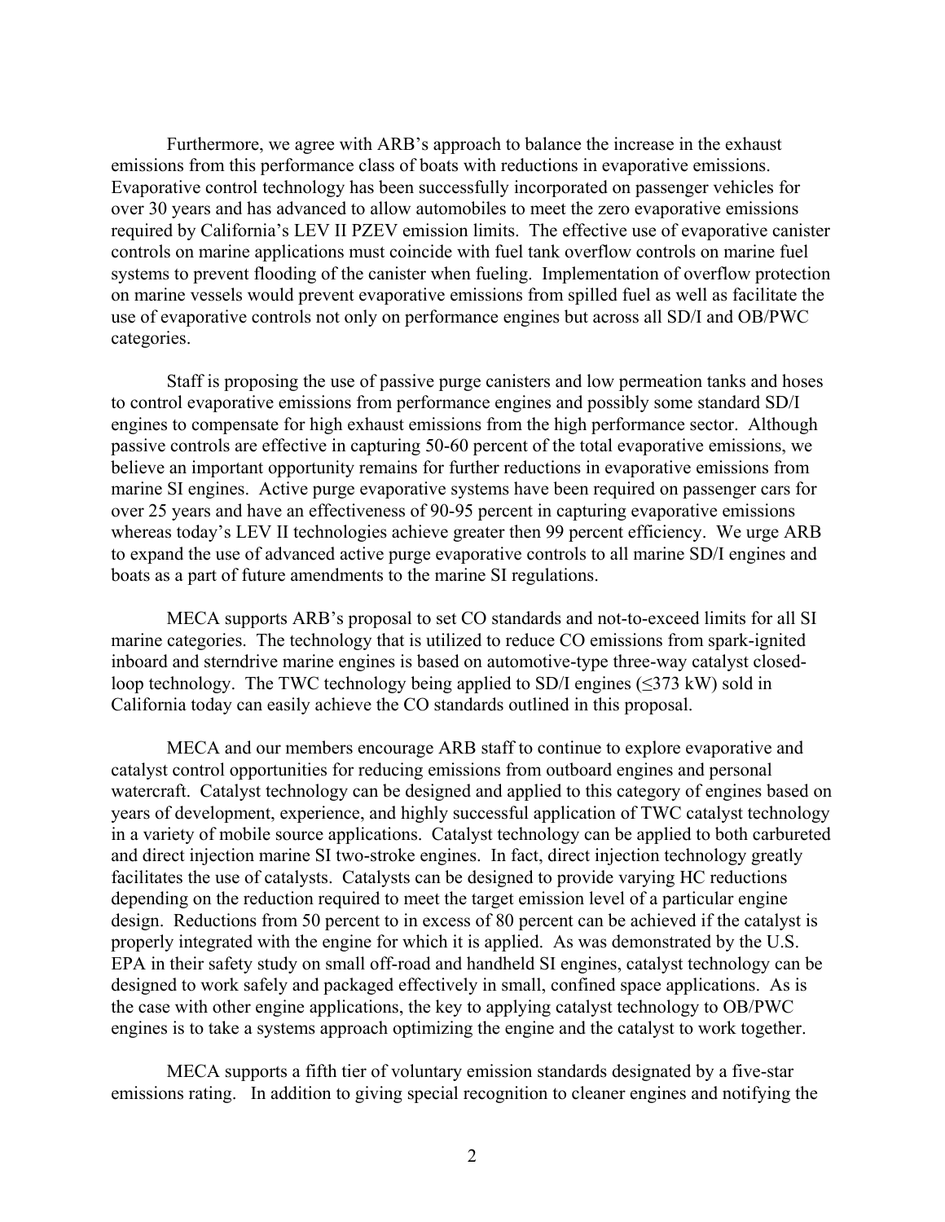Furthermore, we agree with ARB's approach to balance the increase in the exhaust emissions from this performance class of boats with reductions in evaporative emissions. Evaporative control technology has been successfully incorporated on passenger vehicles for over 30 years and has advanced to allow automobiles to meet the zero evaporative emissions required by California's LEV II PZEV emission limits. The effective use of evaporative canister controls on marine applications must coincide with fuel tank overflow controls on marine fuel systems to prevent flooding of the canister when fueling. Implementation of overflow protection on marine vessels would prevent evaporative emissions from spilled fuel as well as facilitate the use of evaporative controls not only on performance engines but across all SD/I and OB/PWC categories.

Staff is proposing the use of passive purge canisters and low permeation tanks and hoses to control evaporative emissions from performance engines and possibly some standard SD/I engines to compensate for high exhaust emissions from the high performance sector. Although passive controls are effective in capturing 50-60 percent of the total evaporative emissions, we believe an important opportunity remains for further reductions in evaporative emissions from marine SI engines. Active purge evaporative systems have been required on passenger cars for over 25 years and have an effectiveness of 90-95 percent in capturing evaporative emissions whereas today's LEV II technologies achieve greater then 99 percent efficiency. We urge ARB to expand the use of advanced active purge evaporative controls to all marine SD/I engines and boats as a part of future amendments to the marine SI regulations.

MECA supports ARB's proposal to set CO standards and not-to-exceed limits for all SI marine categories. The technology that is utilized to reduce CO emissions from spark-ignited inboard and sterndrive marine engines is based on automotive-type three-way catalyst closed-loop technology. The TWC technology being applied to SD/I engines ($\leq$373 kW) sold in California today can easily achieve the CO standards outlined in this proposal.

MECA and our members encourage ARB staff to continue to explore evaporative and catalyst control opportunities for reducing emissions from outboard engines and personal watercraft. Catalyst technology can be designed and applied to this category of engines based on years of development, experience, and highly successful application of TWC catalyst technology in a variety of mobile source applications. Catalyst technology can be applied to both carbureted and direct injection marine SI two-stroke engines. In fact, direct injection technology greatly facilitates the use of catalysts. Catalysts can be designed to provide varying HC reductions depending on the reduction required to meet the target emission level of a particular engine design. Reductions from 50 percent to in excess of 80 percent can be achieved if the catalyst is properly integrated with the engine for which it is applied. As was demonstrated by the U.S. EPA in their safety study on small off-road and handheld SI engines, catalyst technology can be designed to work safely and packaged effectively in small, confined space applications. As is the case with other engine applications, the key to applying catalyst technology to OB/PWC engines is to take a systems approach optimizing the engine and the catalyst to work together.

MECA supports a fifth tier of voluntary emission standards designated by a five-star emissions rating. In addition to giving special recognition to cleaner engines and notifying the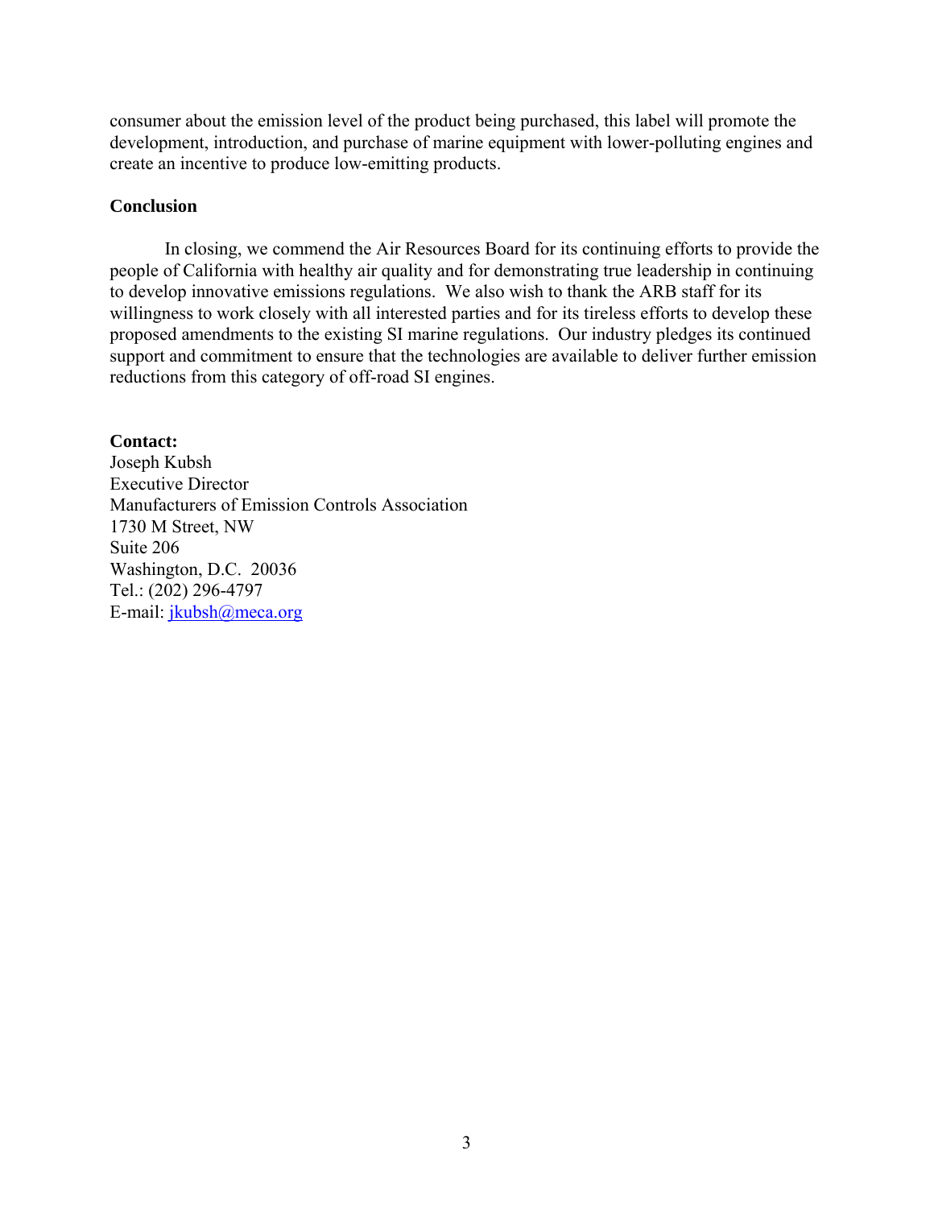consumer about the emission level of the product being purchased, this label will promote the development, introduction, and purchase of marine equipment with lower-polluting engines and create an incentive to produce low-emitting products.

## Conclusion

In closing, we commend the Air Resources Board for its continuing efforts to provide the people of California with healthy air quality and for demonstrating true leadership in continuing to develop innovative emissions regulations. We also wish to thank the ARB staff for its willingness to work closely with all interested parties and for its tireless efforts to develop these proposed amendments to the existing SI marine regulations. Our industry pledges its continued support and commitment to ensure that the technologies are available to deliver further emission reductions from this category of off-road SI engines.

**Contact:**
Joseph Kubsh
Executive Director
Manufacturers of Emission Controls Association
1730 M Street, NW
Suite 206
Washington, D.C. 20036
Tel.: (202) 296-4797
E-mail: jkubsh@meca.org